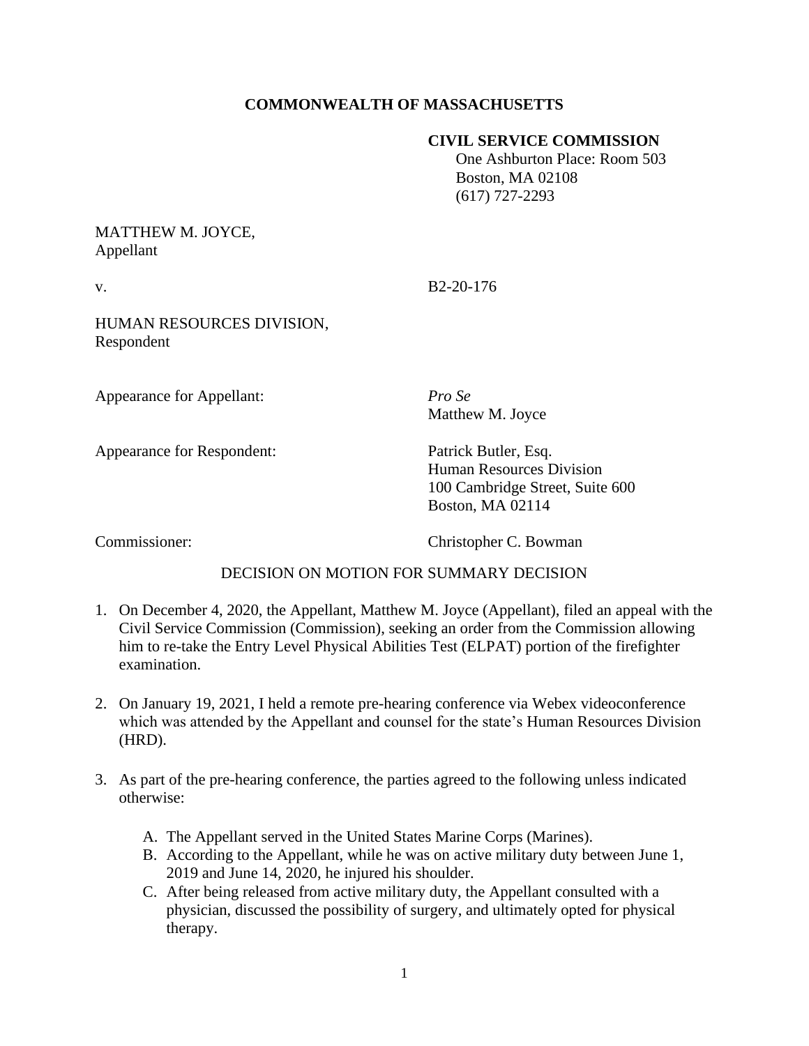**COMMONWEALTH OF MASSACHUSETTS**

**CIVIL SERVICE COMMISSION**
One Ashburton Place: Room 503
Boston, MA 02108
(617) 727-2293

MATTHEW M. JOYCE,
Appellant

v. B2-20-176

HUMAN RESOURCES DIVISION,
Respondent

Appearance for Appellant: *Pro Se*
Matthew M. Joyce

Appearance for Respondent: Patrick Butler, Esq.
Human Resources Division
100 Cambridge Street, Suite 600
Boston, MA 02114

Commissioner: Christopher C. Bowman

DECISION ON MOTION FOR SUMMARY DECISION

1. On December 4, 2020, the Appellant, Matthew M. Joyce (Appellant), filed an appeal with the Civil Service Commission (Commission), seeking an order from the Commission allowing him to re-take the Entry Level Physical Abilities Test (ELPAT) portion of the firefighter examination.

2. On January 19, 2021, I held a remote pre-hearing conference via Webex videoconference which was attended by the Appellant and counsel for the state's Human Resources Division (HRD).

3. As part of the pre-hearing conference, the parties agreed to the following unless indicated otherwise:

   A. The Appellant served in the United States Marine Corps (Marines).
   B. According to the Appellant, while he was on active military duty between June 1, 2019 and June 14, 2020, he injured his shoulder.
   C. After being released from active military duty, the Appellant consulted with a physician, discussed the possibility of surgery, and ultimately opted for physical therapy.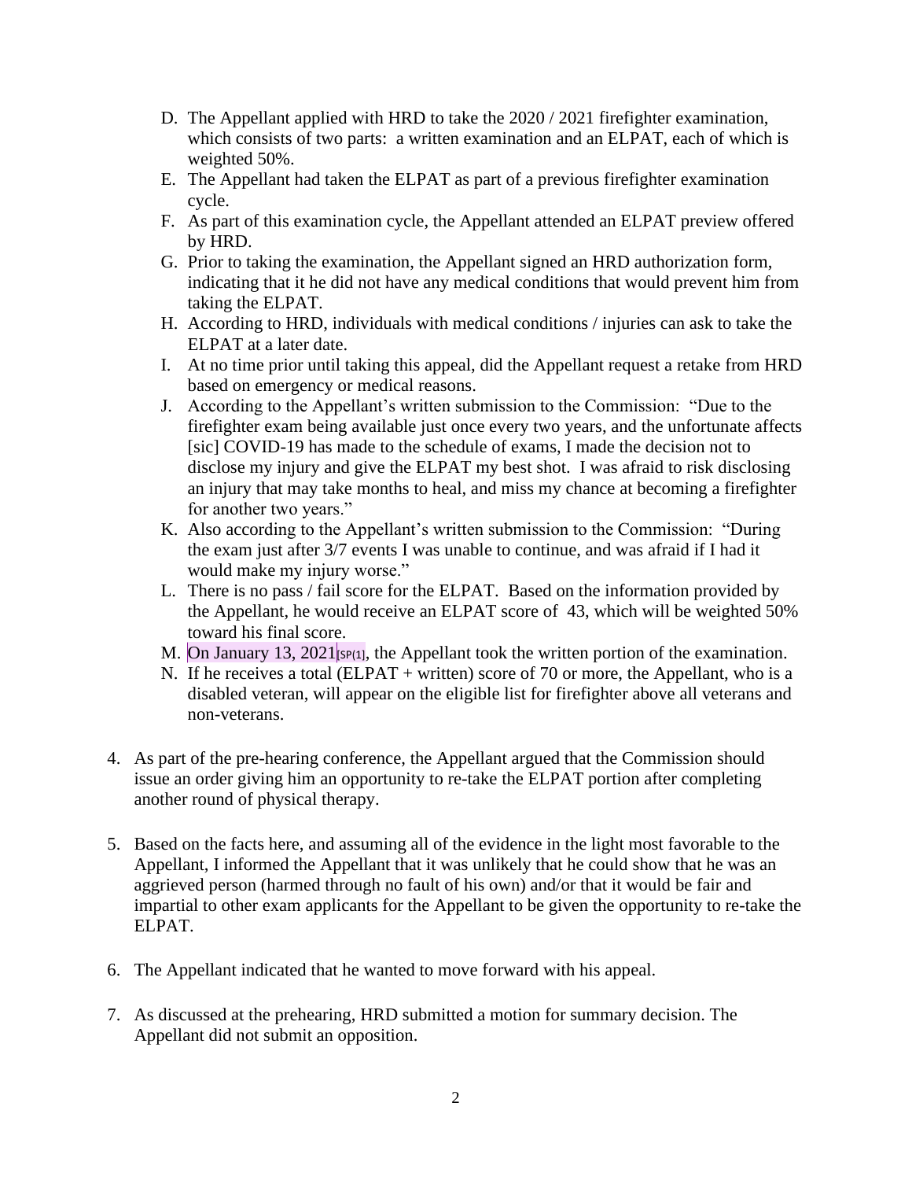D. The Appellant applied with HRD to take the 2020 / 2021 firefighter examination, which consists of two parts: a written examination and an ELPAT, each of which is weighted 50%.
E. The Appellant had taken the ELPAT as part of a previous firefighter examination cycle.
F. As part of this examination cycle, the Appellant attended an ELPAT preview offered by HRD.
G. Prior to taking the examination, the Appellant signed an HRD authorization form, indicating that it he did not have any medical conditions that would prevent him from taking the ELPAT.
H. According to HRD, individuals with medical conditions / injuries can ask to take the ELPAT at a later date.
I. At no time prior until taking this appeal, did the Appellant request a retake from HRD based on emergency or medical reasons.
J. According to the Appellant's written submission to the Commission: "Due to the firefighter exam being available just once every two years, and the unfortunate affects [sic] COVID-19 has made to the schedule of exams, I made the decision not to disclose my injury and give the ELPAT my best shot. I was afraid to risk disclosing an injury that may take months to heal, and miss my chance at becoming a firefighter for another two years."
K. Also according to the Appellant's written submission to the Commission: "During the exam just after 3/7 events I was unable to continue, and was afraid if I had it would make my injury worse."
L. There is no pass / fail score for the ELPAT. Based on the information provided by the Appellant, he would receive an ELPAT score of 43, which will be weighted 50% toward his final score.
M. On January 13, 2021, the Appellant took the written portion of the examination.
N. If he receives a total (ELPAT + written) score of 70 or more, the Appellant, who is a disabled veteran, will appear on the eligible list for firefighter above all veterans and non-veterans.

4. As part of the pre-hearing conference, the Appellant argued that the Commission should issue an order giving him an opportunity to re-take the ELPAT portion after completing another round of physical therapy.

5. Based on the facts here, and assuming all of the evidence in the light most favorable to the Appellant, I informed the Appellant that it was unlikely that he could show that he was an aggrieved person (harmed through no fault of his own) and/or that it would be fair and impartial to other exam applicants for the Appellant to be given the opportunity to re-take the ELPAT.

6. The Appellant indicated that he wanted to move forward with his appeal.

7. As discussed at the prehearing, HRD submitted a motion for summary decision. The Appellant did not submit an opposition.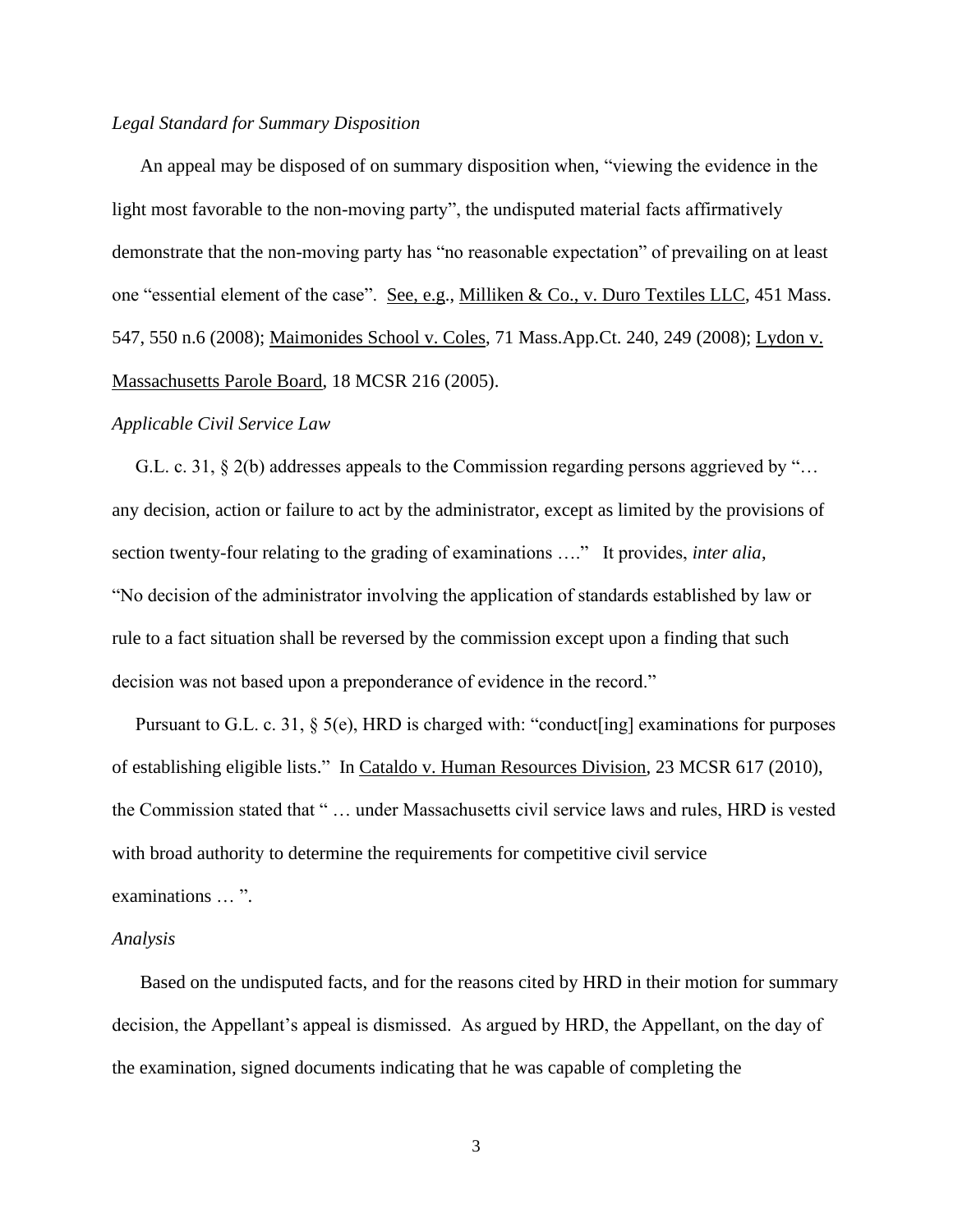*Legal Standard for Summary Disposition*

An appeal may be disposed of on summary disposition when, "viewing the evidence in the light most favorable to the non-moving party", the undisputed material facts affirmatively demonstrate that the non-moving party has "no reasonable expectation" of prevailing on at least one "essential element of the case". See, e.g., Milliken & Co., v. Duro Textiles LLC, 451 Mass. 547, 550 n.6 (2008); Maimonides School v. Coles, 71 Mass.App.Ct. 240, 249 (2008); Lydon v. Massachusetts Parole Board, 18 MCSR 216 (2005).

*Applicable Civil Service Law*

G.L. c. 31, § 2(b) addresses appeals to the Commission regarding persons aggrieved by "… any decision, action or failure to act by the administrator, except as limited by the provisions of section twenty-four relating to the grading of examinations …." It provides, *inter alia*, "No decision of the administrator involving the application of standards established by law or rule to a fact situation shall be reversed by the commission except upon a finding that such decision was not based upon a preponderance of evidence in the record."

Pursuant to G.L. c. 31, § 5(e), HRD is charged with: "conduct[ing] examinations for purposes of establishing eligible lists." In Cataldo v. Human Resources Division, 23 MCSR 617 (2010), the Commission stated that " … under Massachusetts civil service laws and rules, HRD is vested with broad authority to determine the requirements for competitive civil service examinations … ".

*Analysis*

Based on the undisputed facts, and for the reasons cited by HRD in their motion for summary decision, the Appellant's appeal is dismissed. As argued by HRD, the Appellant, on the day of the examination, signed documents indicating that he was capable of completing the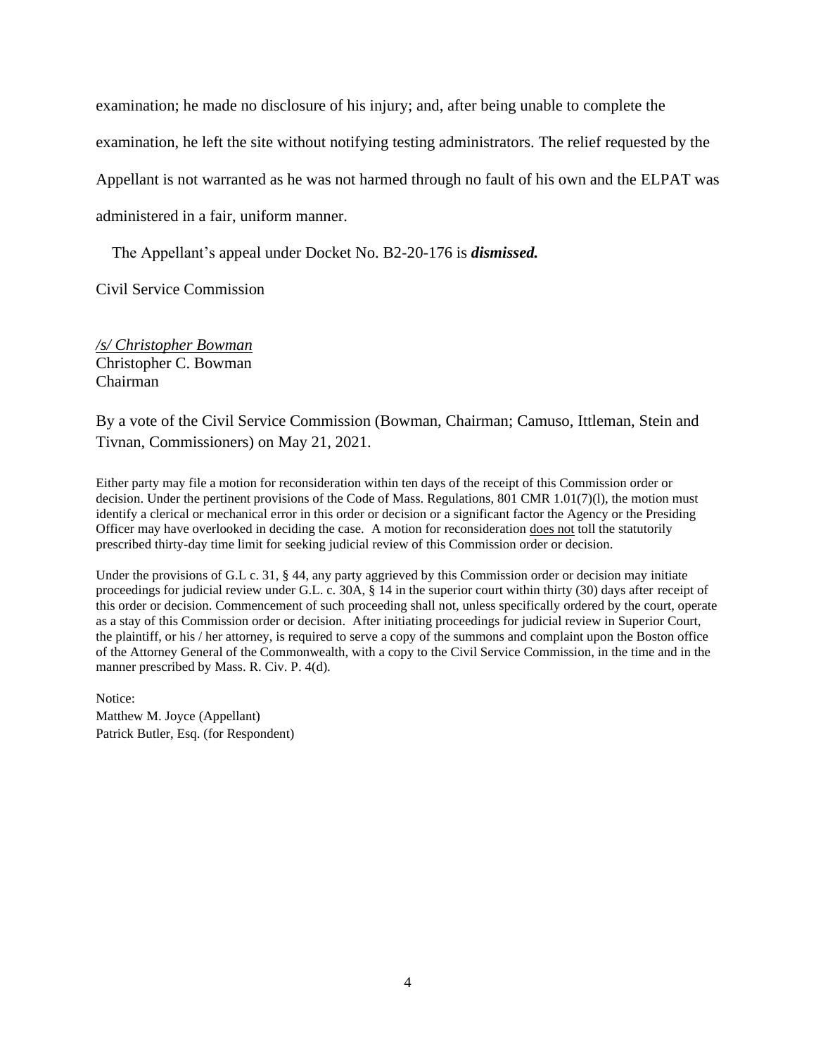examination; he made no disclosure of his injury; and, after being unable to complete the examination, he left the site without notifying testing administrators. The relief requested by the Appellant is not warranted as he was not harmed through no fault of his own and the ELPAT was administered in a fair, uniform manner.

The Appellant's appeal under Docket No. B2-20-176 is ***dismissed.***

Civil Service Commission

*/s/ Christopher Bowman*
Christopher C. Bowman
Chairman

By a vote of the Civil Service Commission (Bowman, Chairman; Camuso, Ittleman, Stein and Tivnan, Commissioners) on May 21, 2021.

Either party may file a motion for reconsideration within ten days of the receipt of this Commission order or decision. Under the pertinent provisions of the Code of Mass. Regulations, 801 CMR 1.01(7)(l), the motion must identify a clerical or mechanical error in this order or decision or a significant factor the Agency or the Presiding Officer may have overlooked in deciding the case. A motion for reconsideration does not toll the statutorily prescribed thirty-day time limit for seeking judicial review of this Commission order or decision.

Under the provisions of G.L c. 31, § 44, any party aggrieved by this Commission order or decision may initiate proceedings for judicial review under G.L. c. 30A, § 14 in the superior court within thirty (30) days after receipt of this order or decision. Commencement of such proceeding shall not, unless specifically ordered by the court, operate as a stay of this Commission order or decision. After initiating proceedings for judicial review in Superior Court, the plaintiff, or his / her attorney, is required to serve a copy of the summons and complaint upon the Boston office of the Attorney General of the Commonwealth, with a copy to the Civil Service Commission, in the time and in the manner prescribed by Mass. R. Civ. P. 4(d).

Notice:
Matthew M. Joyce (Appellant)
Patrick Butler, Esq. (for Respondent)